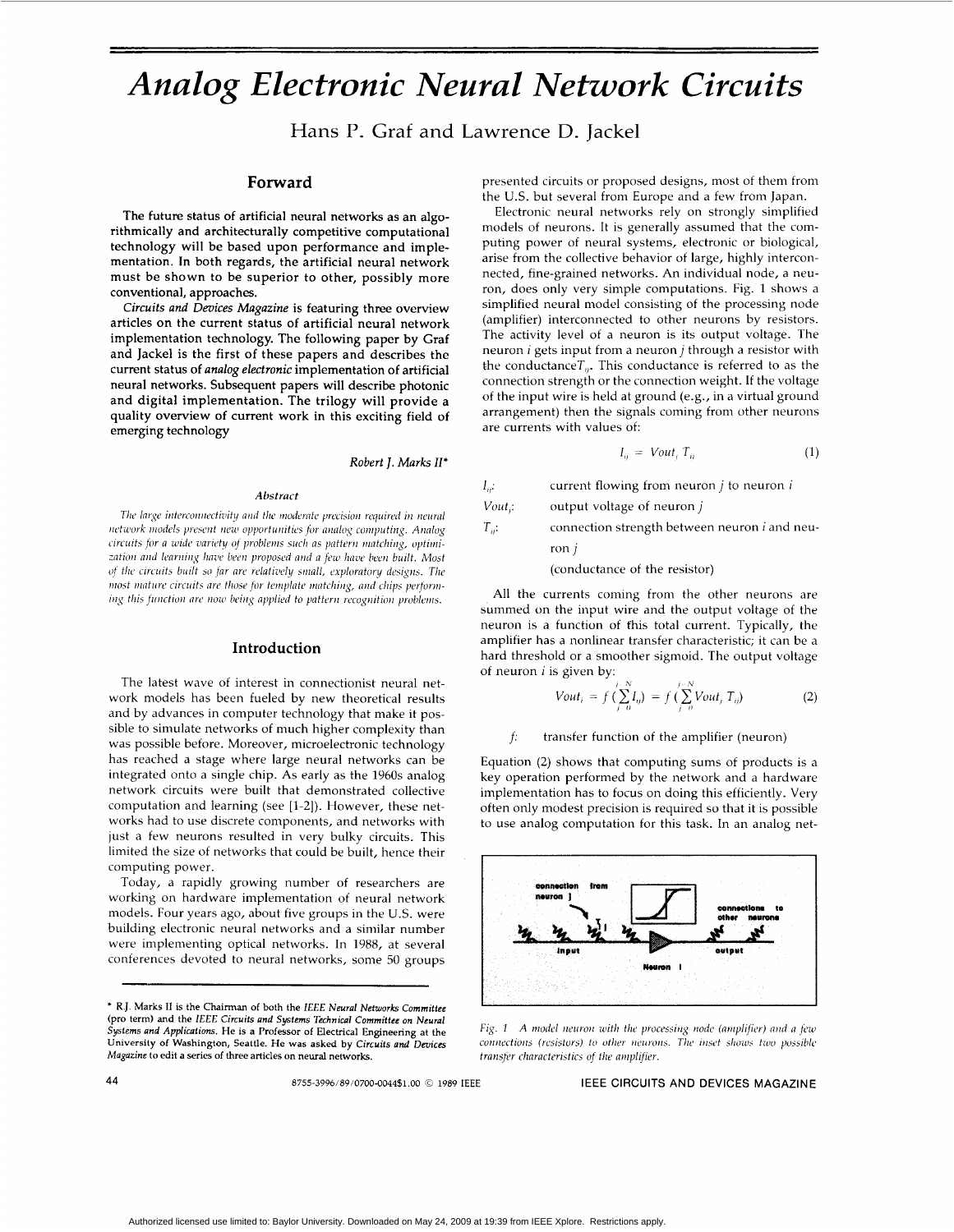# Analog Electronic Neural Network Circuits

Hans P. Graf and Lawrence D. Jackel

## Forward

**The future status of artificial neural networks as an algorithmically and architecturally competitive computational technology will be based upon performance and implementation. In both regards, the artificial neural network must be shown to be superior to other, possibly more conventional, approaches.**

***Circuits and Devices Magazine*** **is featuring three overview articles on the current status of artificial neural network implementation technology. The following paper by Graf and Jackel is the first of these papers and describes the current status of *analog electronic* implementation of artificial neural networks. Subsequent papers will describe photonic and digital implementation. The trilogy will provide a quality overview of current work in this exciting field of emerging technology**

*Robert J. Marks II**

### Abstract

*The large interconnectivity and the moderate precision required in neural network models present new opportunities for analog computing. Analog circuits for a wide variety of problems such as pattern matching, optimization and learning have been proposed and a few have been built. Most of the circuits built so far are relatively small, exploratory designs. The most mature circuits are those for template matching, and chips performing this function are now being applied to pattern recognition problems.*

## Introduction

The latest wave of interest in connectionist neural network models has been fueled by new theoretical results and by advances in computer technology that make it possible to simulate networks of much higher complexity than was possible before. Moreover, microelectronic technology has reached a stage where large neural networks can be integrated onto a single chip. As early as the 1960s analog network circuits were built that demonstrated collective computation and learning (see [1-2]). However, these networks had to use discrete components, and networks with just a few neurons resulted in very bulky circuits. This limited the size of networks that could be built, hence their computing power.

Today, a rapidly growing number of researchers are working on hardware implementation of neural network models. Four years ago, about five groups in the U.S. were building electronic neural networks and a similar number were implementing optical networks. In 1988, at several conferences devoted to neural networks, some 50 groups presented circuits or proposed designs, most of them from the U.S. but several from Europe and a few from Japan.

Electronic neural networks rely on strongly simplified models of neurons. It is generally assumed that the computing power of neural systems, electronic or biological, arise from the collective behavior of large, highly interconnected, fine-grained networks. An individual node, a neuron, does only very simple computations. Fig. 1 shows a simplified neural model consisting of the processing node (amplifier) interconnected to other neurons by resistors. The activity level of a neuron is its output voltage. The neuron $i$ gets input from a neuron $j$ through a resistor with the conductance $T_{ij}$. This conductance is referred to as the connection strength or the connection weight. If the voltage of the input wire is held at ground (e.g., in a virtual ground arrangement) then the signals coming from other neurons are currents with values of:

$$I_{ij} = Vout_j \, T_{ij} \tag{1}$$

- $I_{ij}$: current flowing from neuron $j$ to neuron $i$
- $Vout_j$: output voltage of neuron $j$
- $T_{ij}$: connection strength between neuron $i$ and neuron $j$ (conductance of the resistor)

All the currents coming from the other neurons are summed on the input wire and the output voltage of the neuron is a function of this total current. Typically, the amplifier has a nonlinear transfer characteristic; it can be a hard threshold or a smoother sigmoid. The output voltage of neuron $i$ is given by:

$$Vout_i = f\left(\sum_{j=0}^{j=N} I_{ij}\right) = f\left(\sum_{j=0}^{j=N} Vout_j \, T_{ij}\right) \tag{2}$$

- $f$: transfer function of the amplifier (neuron)

Equation (2) shows that computing sums of products is a key operation performed by the network and a hardware implementation has to focus on doing this efficiently. Very often only modest precision is required so that it is possible to use analog computation for this task. In an analog net-

*Fig. 1 A model neuron with the processing node (amplifier) and a few connections (resistors) to other neurons. The inset shows two possible transfer characteristics of the amplifier.*

\* R.J. Marks II is the Chairman of both the *IEEE Neural Networks Committee* (pro term) and the *IEEE Circuits and Systems Technical Committee on Neural Systems and Applications*. He is a Professor of Electrical Engineering at the University of Washington, Seattle. He was asked by *Circuits and Devices Magazine* to edit a series of three articles on neural networks.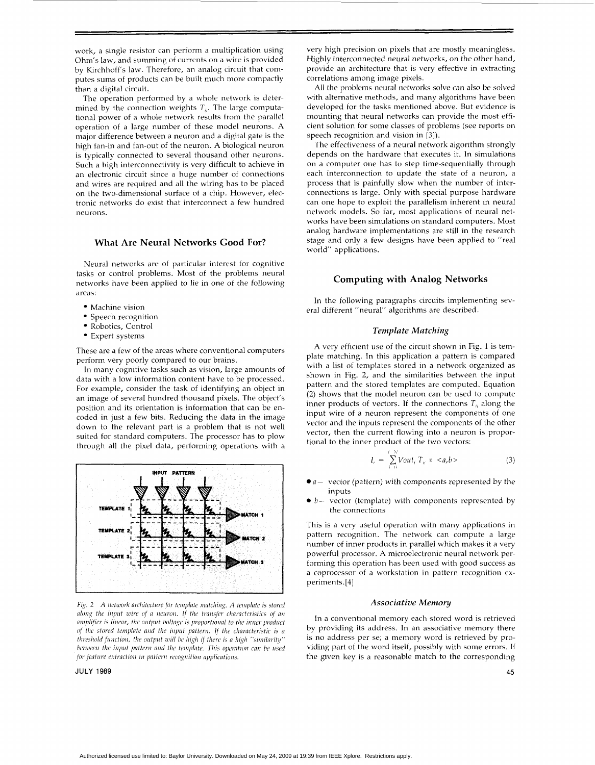work, a single resistor can perform a multiplication using Ohm's law, and summing of currents on a wire is provided by Kirchhoff's law. Therefore, an analog circuit that computes sums of products can be built much more compactly than a digital circuit.

The operation performed by a whole network is determined by the connection weights $T_{ij}$. The large computational power of a whole network results from the parallel operation of a large number of these model neurons. A major difference between a neuron and a digital gate is the high fan-in and fan-out of the neuron. A biological neuron is typically connected to several thousand other neurons. Such a high interconnectivity is very difficult to achieve in an electronic circuit since a huge number of connections and wires are required and all the wiring has to be placed on the two-dimensional surface of a chip. However, electronic networks do exist that interconnect a few hundred neurons.

## What Are Neural Networks Good For?

Neural networks are of particular interest for cognitive tasks or control problems. Most of the problems neural networks have been applied to lie in one of the following areas:

- Machine vision
- Speech recognition
- Robotics, Control
- Expert systems

These are a few of the areas where conventional computers perform very poorly compared to our brains.

In many cognitive tasks such as vision, large amounts of data with a low information content have to be processed. For example, consider the task of identifying an object in an image of several hundred thousand pixels. The object's position and its orientation is information that can be encoded in just a few bits. Reducing the data in the image down to the relevant part is a problem that is not well suited for standard computers. The processor has to plow through all the pixel data, performing operations with a very high precision on pixels that are mostly meaningless. Highly interconnected neural networks, on the other hand, provide an architecture that is very effective in extracting correlations among image pixels.

All the problems neural networks solve can also be solved with alternative methods, and many algorithms have been developed for the tasks mentioned above. But evidence is mounting that neural networks can provide the most efficient solution for some classes of problems (see reports on speech recognition and vision in [3]).

The effectiveness of a neural network algorithm strongly depends on the hardware that executes it. In simulations on a computer one has to step time-sequentially through each interconnection to update the state of a neuron, a process that is painfully slow when the number of interconnections is large. Only with special purpose hardware can one hope to exploit the parallelism inherent in neural network models. So far, most applications of neural networks have been simulations on standard computers. Most analog hardware implementations are still in the research stage and only a few designs have been applied to "real world" applications.

*Fig. 2 A network architecture for template matching. A template is stored along the input wire of a neuron. If the transfer characteristics of an amplifier is linear, the output voltage is proportional to the inner product of the stored template and the input pattern. If the characteristic is a threshold function, the output will be high if there is a high "similarity" between the input pattern and the template. This operation can be used for feature extraction in pattern recognition applications.*

## Computing with Analog Networks

In the following paragraphs circuits implementing several different "neural" algorithms are described.

### *Template Matching*

A very efficient use of the circuit shown in Fig. 1 is template matching. In this application a pattern is compared with a list of templates stored in a network organized as shown in Fig. 2, and the similarities between the input pattern and the stored templates are computed. Equation (2) shows that the model neuron can be used to compute inner products of vectors. If the connections $T_{ij}$ along the input wire of a neuron represent the components of one vector and the inputs represent the components of the other vector, then the current flowing into a neuron is proportional to the inner product of the two vectors:

$$I_i = \sum_{j=0}^{N} Vout_j \, T_{ij} \propto \langle a,b \rangle \tag{3}$$

- $a$ — vector (pattern) with components represented by the inputs
- $b$ — vector (template) with components represented by the connections

This is a very useful operation with many applications in pattern recognition. The network can compute a large number of inner products in parallel which makes it a very powerful processor. A microelectronic neural network performing this operation has been used with good success as a coprocessor of a workstation in pattern recognition experiments.[4]

### *Associative Memory*

In a conventional memory each stored word is retrieved by providing its address. In an associative memory there is no address per se; a memory word is retrieved by providing part of the word itself, possibly with some errors. If the given key is a reasonable match to the corresponding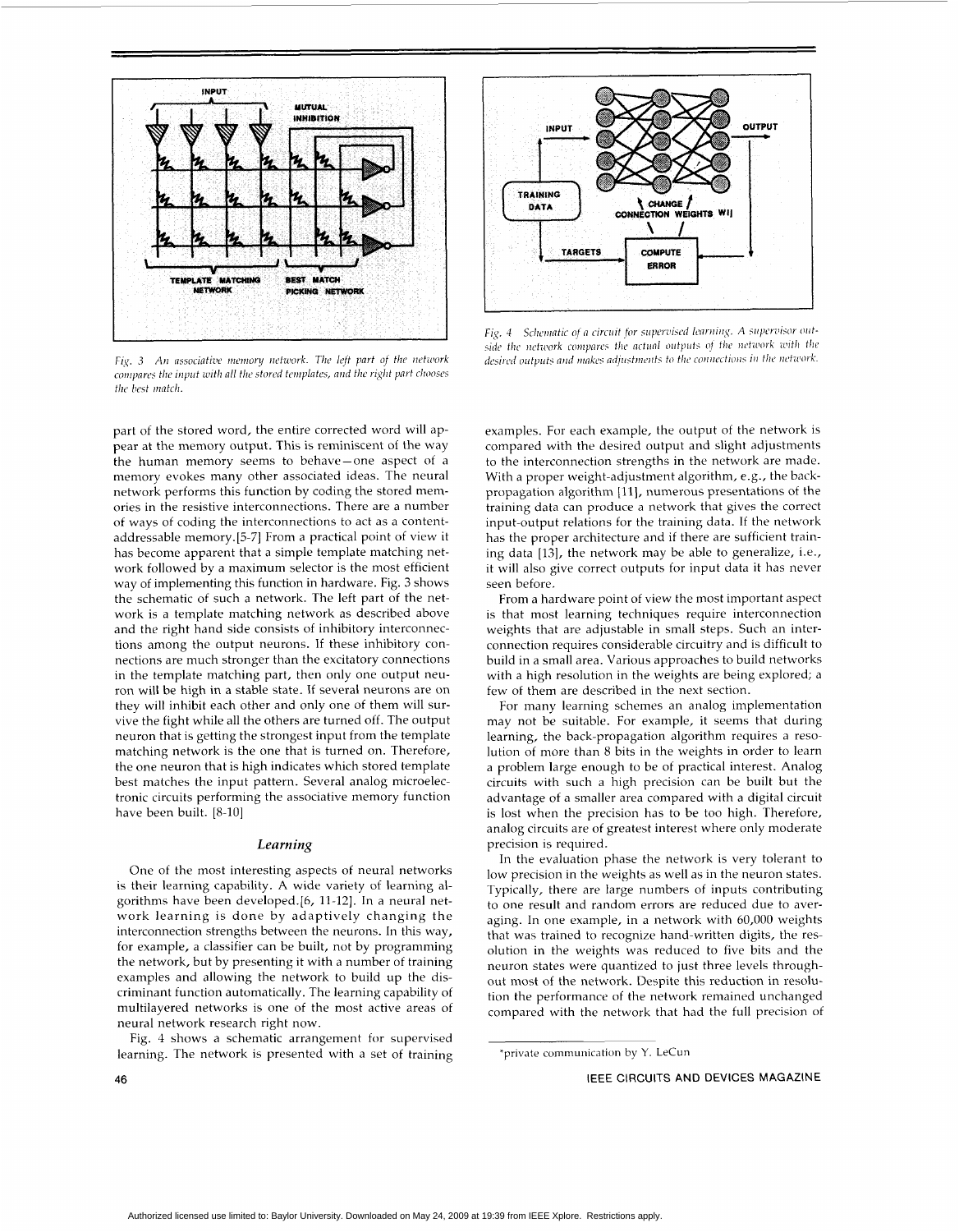Fig. 3 An associative memory network. The left part of the network compares the input with all the stored templates, and the right part chooses the best match.

Fig. 4 Schematic of a circuit for supervised learning. A supervisor outside the network compares the actual outputs of the network with the desired outputs and makes adjustments to the connections in the network.

part of the stored word, the entire corrected word will appear at the memory output. This is reminiscent of the way the human memory seems to behave—one aspect of a memory evokes many other associated ideas. The neural network performs this function by coding the stored memories in the resistive interconnections. There are a number of ways of coding the interconnections to act as a content-addressable memory.[5-7] From a practical point of view it has become apparent that a simple template matching network followed by a maximum selector is the most efficient way of implementing this function in hardware. Fig. 3 shows the schematic of such a network. The left part of the network is a template matching network as described above and the right hand side consists of inhibitory interconnections among the output neurons. If these inhibitory connections are much stronger than the excitatory connections in the template matching part, then only one output neuron will be high in a stable state. If several neurons are on they will inhibit each other and only one of them will survive the fight while all the others are turned off. The output neuron that is getting the strongest input from the template matching network is the one that is turned on. Therefore, the one neuron that is high indicates which stored template best matches the input pattern. Several analog microelectronic circuits performing the associative memory function have been built. [8-10]

### Learning

One of the most interesting aspects of neural networks is their learning capability. A wide variety of learning algorithms have been developed.[6, 11-12]. In a neural network learning is done by adaptively changing the interconnection strengths between the neurons. In this way, for example, a classifier can be built, not by programming the network, but by presenting it with a number of training examples and allowing the network to build up the discriminant function automatically. The learning capability of multilayered networks is one of the most active areas of neural network research right now.

Fig. 4 shows a schematic arrangement for supervised learning. The network is presented with a set of training examples. For each example, the output of the network is compared with the desired output and slight adjustments to the interconnection strengths in the network are made. With a proper weight-adjustment algorithm, e.g., the back-propagation algorithm [11], numerous presentations of the training data can produce a network that gives the correct input-output relations for the training data. If the network has the proper architecture and if there are sufficient training data [13], the network may be able to generalize, i.e., it will also give correct outputs for input data it has never seen before.

From a hardware point of view the most important aspect is that most learning techniques require interconnection weights that are adjustable in small steps. Such an interconnection requires considerable circuitry and is difficult to build in a small area. Various approaches to build networks with a high resolution in the weights are being explored; a few of them are described in the next section.

For many learning schemes an analog implementation may not be suitable. For example, it seems that during learning, the back-propagation algorithm requires a resolution of more than 8 bits in the weights in order to learn a problem large enough to be of practical interest. Analog circuits with such a high precision can be built but the advantage of a smaller area compared with a digital circuit is lost when the precision has to be too high. Therefore, analog circuits are of greatest interest where only moderate precision is required.

In the evaluation phase the network is very tolerant to low precision in the weights as well as in the neuron states. Typically, there are large numbers of inputs contributing to one result and random errors are reduced due to averaging. In one example, in a network with 60,000 weights that was trained to recognize hand-written digits, the resolution in the weights was reduced to five bits and the neuron states were quantized to just three levels throughout most of the network. Despite this reduction in resolution the performance of the network remained unchanged compared with the network that had the full precision of

*private communication by Y. LeCun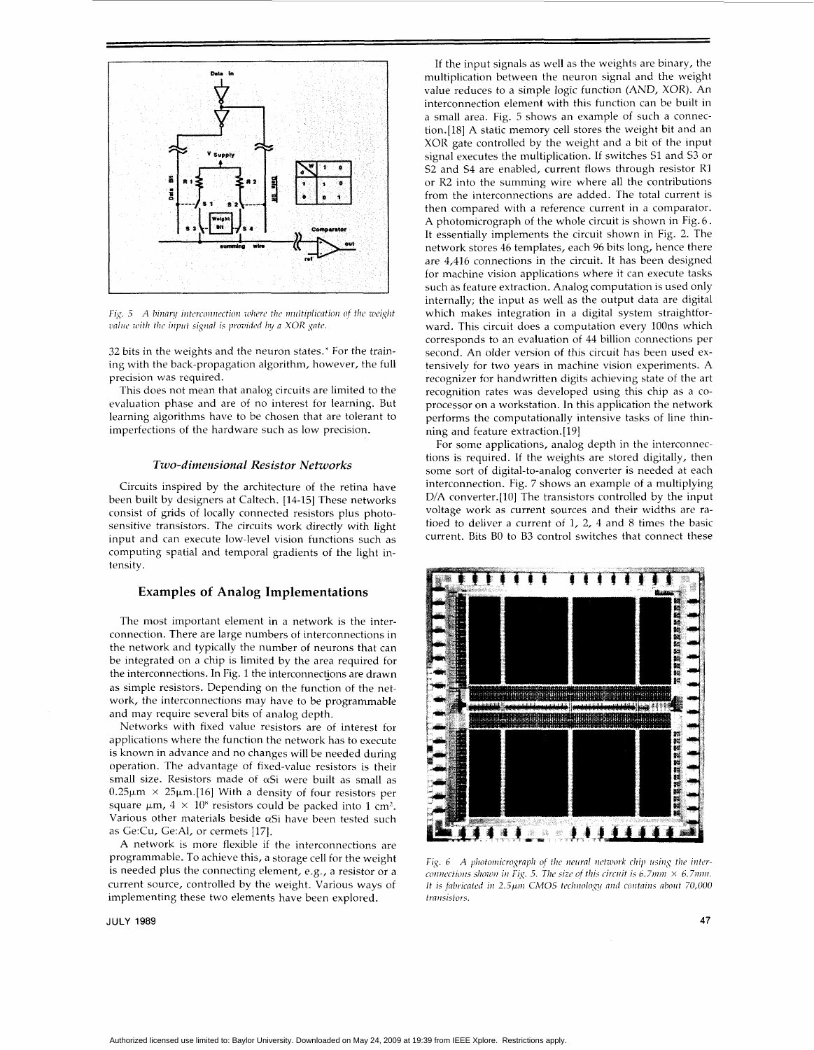Fig. 5 A binary interconnection where the multiplication of the weight value with the input signal is provided by a XOR gate.

32 bits in the weights and the neuron states.* For the training with the back-propagation algorithm, however, the full precision was required.

This does not mean that analog circuits are limited to the evaluation phase and are of no interest for learning. But learning algorithms have to be chosen that are tolerant to imperfections of the hardware such as low precision.

### Two-dimensional Resistor Networks

Circuits inspired by the architecture of the retina have been built by designers at Caltech. [14-15] These networks consist of grids of locally connected resistors plus photosensitive transistors. The circuits work directly with light input and can execute low-level vision functions such as computing spatial and temporal gradients of the light intensity.

## Examples of Analog Implementations

The most important element in a network is the interconnection. There are large numbers of interconnections in the network and typically the number of neurons that can be integrated on a chip is limited by the area required for the interconnections. In Fig. 1 the interconnections are drawn as simple resistors. Depending on the function of the network, the interconnections may have to be programmable and may require several bits of analog depth.

Networks with fixed value resistors are of interest for applications where the function the network has to execute is known in advance and no changes will be needed during operation. The advantage of fixed-value resistors is their small size. Resistors made of αSi were built as small as $0.25\mu m \times 25\mu m$.[16] With a density of four resistors per square μm, $4 \times 10^8$ resistors could be packed into 1 $cm^2$. Various other materials beside αSi have been tested such as Ge:Cu, Ge:Al, or cermets [17].

A network is more flexible if the interconnections are programmable. To achieve this, a storage cell for the weight is needed plus the connecting element, e.g., a resistor or a current source, controlled by the weight. Various ways of implementing these two elements have been explored.

If the input signals as well as the weights are binary, the multiplication between the neuron signal and the weight value reduces to a simple logic function (AND, XOR). An interconnection element with this function can be built in a small area. Fig. 5 shows an example of such a connection.[18] A static memory cell stores the weight bit and an XOR gate controlled by the weight and a bit of the input signal executes the multiplication. If switches S1 and S3 or S2 and S4 are enabled, current flows through resistor R1 or R2 into the summing wire where all the contributions from the interconnections are added. The total current is then compared with a reference current in a comparator. A photomicrograph of the whole circuit is shown in Fig. 6. It essentially implements the circuit shown in Fig. 2. The network stores 46 templates, each 96 bits long, hence there are 4,416 connections in the circuit. It has been designed for machine vision applications where it can execute tasks such as feature extraction. Analog computation is used only internally; the input as well as the output data are digital which makes integration in a digital system straightforward. This circuit does a computation every 100ns which corresponds to an evaluation of 44 billion connections per second. An older version of this circuit has been used extensively for two years in machine vision experiments. A recognizer for handwritten digits achieving state of the art recognition rates was developed using this chip as a coprocessor on a workstation. In this application the network performs the computationally intensive tasks of line thinning and feature extraction.[19]

For some applications, analog depth in the interconnections is required. If the weights are stored digitally, then some sort of digital-to-analog converter is needed at each interconnection. Fig. 7 shows an example of a multiplying D/A converter.[10] The transistors controlled by the input voltage work as current sources and their widths are ratioed to deliver a current of 1, 2, 4 and 8 times the basic current. Bits B0 to B3 control switches that connect these

Fig. 6 A photomicrograph of the neural network chip using the interconnections shown in Fig. 5. The size of this circuit is 6.7mm × 6.7mm. It is fabricated in 2.5μm CMOS technology and contains about 70,000 transistors.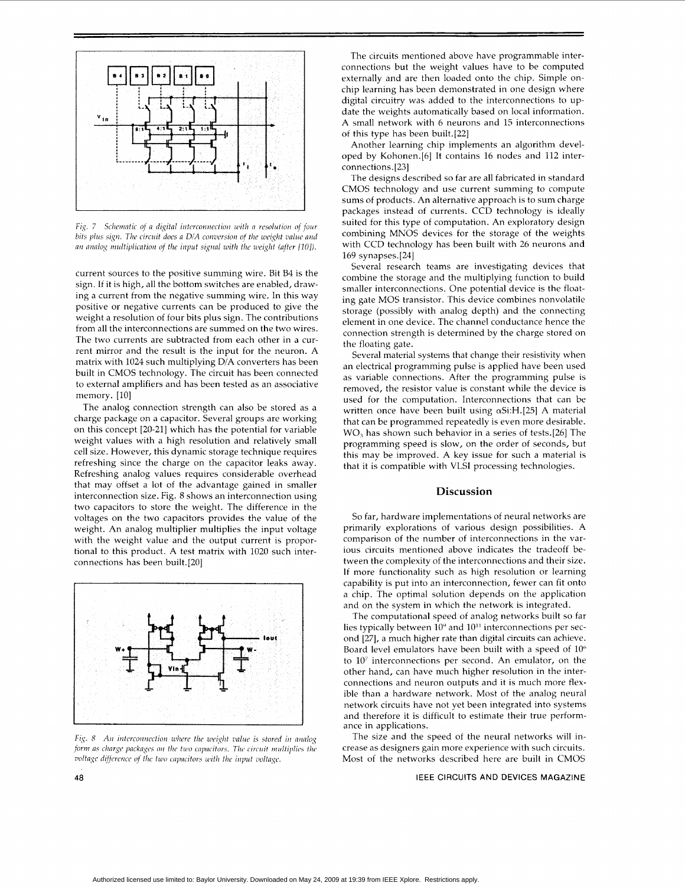Fig. 7 Schematic of a digital interconnection with a resolution of four bits plus sign. The circuit does a D/A conversion of the weight value and an analog multiplication of the input signal with the weight (after [10]).

current sources to the positive summing wire. Bit B4 is the sign. If it is high, all the bottom switches are enabled, drawing a current from the negative summing wire. In this way positive or negative currents can be produced to give the weight a resolution of four bits plus sign. The contributions from all the interconnections are summed on the two wires. The two currents are subtracted from each other in a current mirror and the result is the input for the neuron. A matrix with 1024 such multiplying D/A converters has been built in CMOS technology. The circuit has been connected to external amplifiers and has been tested as an associative memory. [10]

The analog connection strength can also be stored as a charge package on a capacitor. Several groups are working on this concept [20-21] which has the potential for variable weight values with a high resolution and relatively small cell size. However, this dynamic storage technique requires refreshing since the charge on the capacitor leaks away. Refreshing analog values requires considerable overhead that may offset a lot of the advantage gained in smaller interconnection size. Fig. 8 shows an interconnection using two capacitors to store the weight. The difference in the voltages on the two capacitors provides the value of the weight. An analog multiplier multiplies the input voltage with the weight value and the output current is proportional to this product. A test matrix with 1020 such interconnections has been built.[20]

Fig. 8 An interconnection where the weight value is stored in analog form as charge packages on the two capacitors. The circuit multiplies the voltage difference of the two capacitors with the input voltage.

The circuits mentioned above have programmable interconnections but the weight values have to be computed externally and are then loaded onto the chip. Simple on-chip learning has been demonstrated in one design where digital circuitry was added to the interconnections to update the weights automatically based on local information. A small network with 6 neurons and 15 interconnections of this type has been built.[22]

Another learning chip implements an algorithm developed by Kohonen.[6] It contains 16 nodes and 112 interconnections.[23]

The designs described so far are all fabricated in standard CMOS technology and use current summing to compute sums of products. An alternative approach is to sum charge packages instead of currents. CCD technology is ideally suited for this type of computation. An exploratory design combining MNOS devices for the storage of the weights with CCD technology has been built with 26 neurons and 169 synapses.[24]

Several research teams are investigating devices that combine the storage and the multiplying function to build smaller interconnections. One potential device is the floating gate MOS transistor. This device combines nonvolatile storage (possibly with analog depth) and the connecting element in one device. The channel conductance hence the connection strength is determined by the charge stored on the floating gate.

Several material systems that change their resistivity when an electrical programming pulse is applied have been used as variable connections. After the programming pulse is removed, the resistor value is constant while the device is used for the computation. Interconnections that can be written once have been built using $\alpha$Si:H.[25] A material that can be programmed repeatedly is even more desirable. $WO_3$ has shown such behavior in a series of tests.[26] The programming speed is slow, on the order of seconds, but this may be improved. A key issue for such a material is that it is compatible with VLSI processing technologies.

## Discussion

So far, hardware implementations of neural networks are primarily explorations of various design possibilities. A comparison of the number of interconnections in the various circuits mentioned above indicates the tradeoff between the complexity of the interconnections and their size. If more functionality such as high resolution or learning capability is put into an interconnection, fewer can fit onto a chip. The optimal solution depends on the application and on the system in which the network is integrated.

The computational speed of analog networks built so far lies typically between $10^9$ and $10^{11}$ interconnections per second [27], a much higher rate than digital circuits can achieve. Board level emulators have been built with a speed of $10^6$ to $10^7$ interconnections per second. An emulator, on the other hand, can have much higher resolution in the interconnections and neuron outputs and it is much more flexible than a hardware network. Most of the analog neural network circuits have not yet been integrated into systems and therefore it is difficult to estimate their true performance in applications.

The size and the speed of the neural networks will increase as designers gain more experience with such circuits. Most of the networks described here are built in CMOS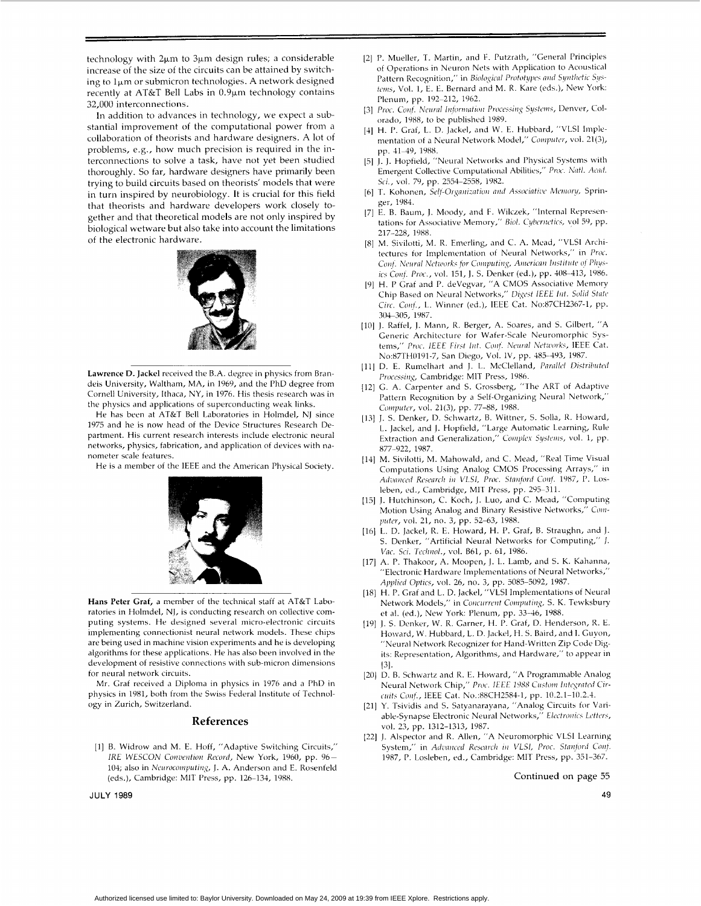technology with 2μm to 3μm design rules; a considerable increase of the size of the circuits can be attained by switching to 1μm or submicron technologies. A network designed recently at AT&T Bell Labs in 0.9μm technology contains 32,000 interconnections.

In addition to advances in technology, we expect a substantial improvement of the computational power from a collaboration of theorists and hardware designers. A lot of problems, e.g., how much precision is required in the interconnections to solve a task, have not yet been studied thoroughly. So far, hardware designers have primarily been trying to build circuits based on theorists' models that were in turn inspired by neurobiology. It is crucial for this field that theorists and hardware developers work closely together and that theoretical models are not only inspired by biological wetware but also take into account the limitations of the electronic hardware.

**Lawrence D. Jackel** received the B.A. degree in physics from Brandeis University, Waltham, MA, in 1969, and the PhD degree from Cornell University, Ithaca, NY, in 1976. His thesis research was in the physics and applications of superconducting weak links.

He has been at AT&T Bell Laboratories in Holmdel, NJ since 1975 and he is now head of the Device Structures Research Department. His current research interests include electronic neural networks, physics, fabrication, and application of devices with nanometer scale features.

He is a member of the IEEE and the American Physical Society.

**Hans Peter Graf,** a member of the technical staff at AT&T Laboratories in Holmdel, NJ, is conducting research on collective computing systems. He designed several micro-electronic circuits implementing connectionist neural network models. These chips are being used in machine vision experiments and he is developing algorithms for these applications. He has also been involved in the development of resistive connections with sub-micron dimensions for neural network circuits.

Mr. Graf received a Diploma in physics in 1976 and a PhD in physics in 1981, both from the Swiss Federal Institute of Technology in Zurich, Switzerland.

## References

[1] B. Widrow and M. E. Hoff, "Adaptive Switching Circuits," *IRE WESCON Convention Record*, New York, 1960, pp. 96–104; also in *Neurocomputing*, J. A. Anderson and E. Rosenfeld (eds.), Cambridge: MIT Press, pp. 126–134, 1988.

[2] P. Mueller, T. Martin, and F. Putzrath, "General Principles of Operations in Neuron Nets with Application to Acoustical Pattern Recognition," in *Biological Prototypes and Synthetic Systems*, Vol. 1, E. E. Bernard and M. R. Kare (eds.), New York: Plenum, pp. 192–212, 1962.

[3] *Proc. Conf. Neural Information Processing Systems*, Denver, Colorado, 1988, to be published 1989.

[4] H. P. Graf, L. D. Jackel, and W. E. Hubbard, "VLSI Implementation of a Neural Network Model," *Computer*, vol. 21(3), pp. 41–49, 1988.

[5] J. J. Hopfield, "Neural Networks and Physical Systems with Emergent Collective Computational Abilities," *Proc. Natl. Acad. Sci.*, vol. 79, pp. 2554–2558, 1982.

[6] T. Kohonen, *Self-Organization and Associative Memory*, Springer, 1984.

[7] E. B. Baum, J. Moody, and F. Wilczek, "Internal Representations for Associative Memory," *Biol. Cybernetics*, vol 59, pp. 217–228, 1988.

[8] M. Sivilotti, M. R. Emerling, and C. A. Mead, "VLSI Architectures for Implementation of Neural Networks," in *Proc. Conf. Neural Networks for Computing, American Institute of Physics Conf. Proc.*, vol. 151, J. S. Denker (ed.), pp. 408–413, 1986.

[9] H. P Graf and P. deVegvar, "A CMOS Associative Memory Chip Based on Neural Networks," *Digest IEEE Int. Solid State Circ. Conf.*, L. Winner (ed.), IEEE Cat. No:87CH2367-1, pp. 304–305, 1987.

[10] J. Raffel, J. Mann, R. Berger, A. Soares, and S. Gilbert, "A Generic Architecture for Wafer-Scale Neuromorphic Systems," *Proc. IEEE First Int. Conf. Neural Networks*, IEEE Cat. No:87TH0191-7, San Diego, Vol. IV, pp. 485–493, 1987.

[11] D. E. Rumelhart and J. L. McClelland, *Parallel Distributed Processing*, Cambridge: MIT Press, 1986.

[12] G. A. Carpenter and S. Grossberg, "The ART of Adaptive Pattern Recognition by a Self-Organizing Neural Network," *Computer*, vol. 21(3), pp. 77–88, 1988.

[13] J. S. Denker, D. Schwartz, B. Wittner, S. Solla, R. Howard, L. Jackel, and J. Hopfield, "Large Automatic Learning, Rule Extraction and Generalization," *Complex Systems*, vol. 1, pp. 877–922, 1987.

[14] M. Sivilotti, M. Mahowald, and C. Mead, "Real Time Visual Computations Using Analog CMOS Processing Arrays," in *Advanced Research in VLSI, Proc. Stanford Conf.* 1987, P. Losleben, ed., Cambridge, MIT Press, pp. 295–311.

[15] J. Hutchinson, C. Koch, J. Luo, and C. Mead, "Computing Motion Using Analog and Binary Resistive Networks," *Computer*, vol. 21, no. 3, pp. 52–63, 1988.

[16] L. D. Jackel, R. E. Howard, H. P. Graf, B. Straughn, and J. S. Denker, "Artificial Neural Networks for Computing," *J. Vac. Sci. Technol.*, vol. B61, p. 61, 1986.

[17] A. P. Thakoor, A. Moopen, J. L. Lamb, and S. K. Kahanna, "Electronic Hardware Implementations of Neural Networks," *Applied Optics*, vol. 26, no. 3, pp. 5085–5092, 1987.

[18] H. P. Graf and L. D. Jackel, "VLSI Implementations of Neural Network Models," in *Concurrent Computing*, S. K. Tewksbury et al. (ed.), New York: Plenum, pp. 33–46, 1988.

[19] J. S. Denker, W. R. Garner, H. P. Graf, D. Henderson, R. E. Howard, W. Hubbard, L. D. Jackel, H. S. Baird, and I. Guyon, "Neural Network Recognizer for Hand-Written Zip Code Digits: Representation, Algorithms, and Hardware," to appear in [3].

[20] D. B. Schwartz and R. E. Howard, "A Programmable Analog Neural Network Chip," *Proc. IEEE 1988 Custom Integrated Circuits Conf.*, IEEE Cat. No.:88CH2584-1, pp. 10.2.1–10.2.4.

[21] Y. Tsividis and S. Satyanarayana, "Analog Circuits for Variable-Synapse Electronic Neural Networks," *Electronics Letters*, vol. 23, pp. 1312–1313, 1987.

[22] J. Alspector and R. Allen, "A Neuromorphic VLSI Learning System," in *Advanced Research in VLSI, Proc. Stanford Conf.* 1987, P. Losleben, ed., Cambridge: MIT Press, pp. 351–367.

Continued on page 55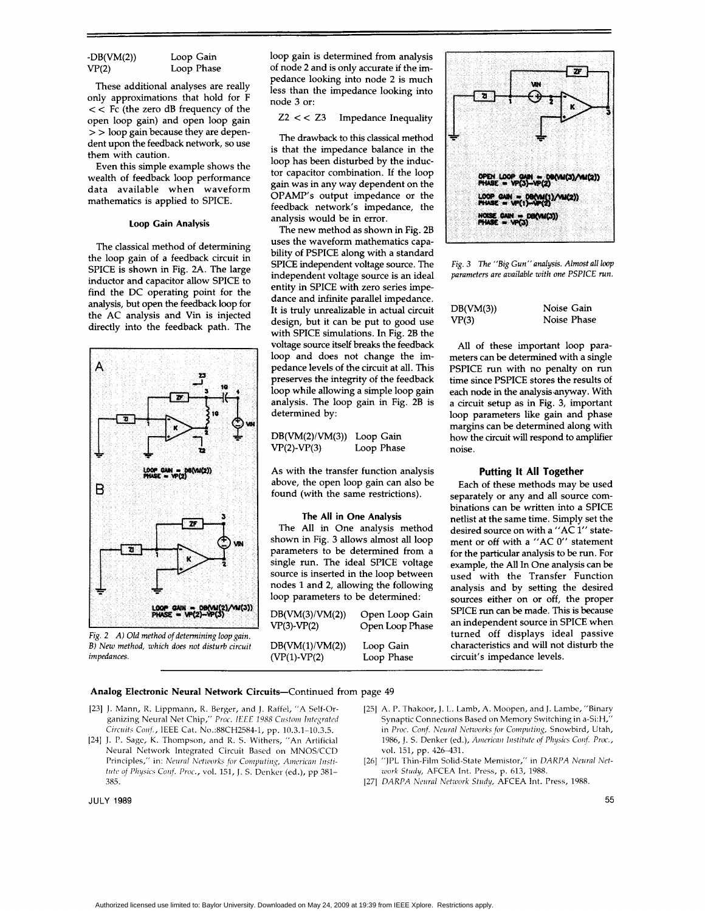| | |
|---|---|
| -DB(VM(2)) | Loop Gain |
| VP(2) | Loop Phase |

These additional analyses are really only approximations that hold for F << Fc (the zero dB frequency of the open loop gain) and open loop gain >> loop gain because they are dependent upon the feedback network, so use them with caution.

Even this simple example shows the wealth of feedback loop performance data available when waveform mathematics is applied to SPICE.

### Loop Gain Analysis

The classical method of determining the loop gain of a feedback circuit in SPICE is shown in Fig. 2A. The large inductor and capacitor allow SPICE to find the DC operating point for the analysis, but open the feedback loop for the AC analysis and Vin is injected directly into the feedback path. The loop gain is determined from analysis of node 2 and is only accurate if the impedance looking into node 2 is much less than the impedance looking into node 3 or:

Z2 << Z3 Impedance Inequality

A

LOOP GAIN = DB(VM(2))
PHASE = VP(2)

B

LOOP GAIN = DB(VM(2)/VM(3))
PHASE = VP(2)-VP(3)

*Fig. 2 A) Old method of determining loop gain. B) New method, which does not disturb circuit impedances.*

The drawback to this classical method is that the impedance balance in the loop has been disturbed by the inductor capacitor combination. If the loop gain was in any way dependent on the OPAMP's output impedance or the feedback network's impedance, the analysis would be in error.

The new method as shown in Fig. 2B uses the waveform mathematics capability of PSPICE along with a standard SPICE independent voltage source. The independent voltage source is an ideal entity in SPICE with zero series impedance and infinite parallel impedance. It is truly unrealizable in actual circuit design, but it can be put to good use with SPICE simulations. In Fig. 2B the voltage source itself breaks the feedback loop and does not change the impedance levels of the circuit at all. This preserves the integrity of the feedback loop while allowing a simple loop gain analysis. The loop gain in Fig. 2B is determined by:

| | |
|---|---|
| DB(VM(2)/VM(3)) | Loop Gain |
| VP(2)-VP(3) | Loop Phase |

As with the transfer function analysis above, the open loop gain can also be found (with the same restrictions).

### The All in One Analysis

The All in One analysis method shown in Fig. 3 allows almost all loop parameters to be determined from a single run. The ideal SPICE voltage source is inserted in the loop between nodes 1 and 2, allowing the following loop parameters to be determined:

| | |
|---|---|
| DB(VM(3)/VM(2)) | Open Loop Gain |
| VP(3)-VP(2) | Open Loop Phase |
| DB(VM(1)/VM(2)) | Loop Gain |
| (VP(1)-VP(2) | Loop Phase |

OPEN LOOP GAIN = DB(VM(3)/VM(2))
PHASE = VP(3)-VP(2)
LOOP GAIN = DB(VM(1)/VM(2))
PHASE = VP(1)-VP(2)
NOISE GAIN = DB(VM(3))
PHASE = VP(3)

*Fig. 3 The "Big Gun" analysis. Almost all loop parameters are available with one PSPICE run.*

| | |
|---|---|
| DB(VM(3)) | Noise Gain |
| VP(3) | Noise Phase |

All of these important loop parameters can be determined with a single PSPICE run with no penalty on run time since PSPICE stores the results of each node in the analysis anyway. With a circuit setup as in Fig. 3, important loop parameters like gain and phase margins can be determined along with how the circuit will respond to amplifier noise.

### Putting It All Together

Each of these methods may be used separately or any and all source combinations can be written into a SPICE netlist at the same time. Simply set the desired source on with a "AC 1" statement or off with a "AC 0" statement for the particular analysis to be run. For example, the All In One analysis can be used with the Transfer Function analysis and by setting the desired sources either on or off, the proper SPICE run can be made. This is because an independent source in SPICE when turned off displays ideal passive characteristics and will not disturb the circuit's impedance levels.

**Analog Electronic Neural Network Circuits**—Continued from page 49

[23] J. Mann, R. Lippmann, R. Berger, and J. Raffel, "A Self-Organizing Neural Net Chip," *Proc. IEEE 1988 Custom Integrated Circuits Conf.*, IEEE Cat. No.:88CH2584-1, pp. 10.3.1–10.3.5.

[24] J. P. Sage, K. Thompson, and R. S. Withers, "An Artificial Neural Network Integrated Circuit Based on MNOS/CCD Principles," in: *Neural Networks for Computing, American Institute of Physics Conf. Proc.*, vol. 151, J. S. Denker (ed.), pp 381–385.

[25] A. P. Thakoor, J. L. Lamb, A. Moopen, and J. Lambe, "Binary Synaptic Connections Based on Memory Switching in a-Si:H," in *Proc. Conf. Neural Networks for Computing*, Snowbird, Utah, 1986, J. S. Denker (ed.), *American Institute of Physics Conf. Proc.*, vol. 151, pp. 426–431.

[26] "JPL Thin-Film Solid-State Memistor," in *DARPA Neural Network Study*, AFCEA Int. Press, p. 613, 1988.

[27] *DARPA Neural Network Study*, AFCEA Int. Press, 1988.